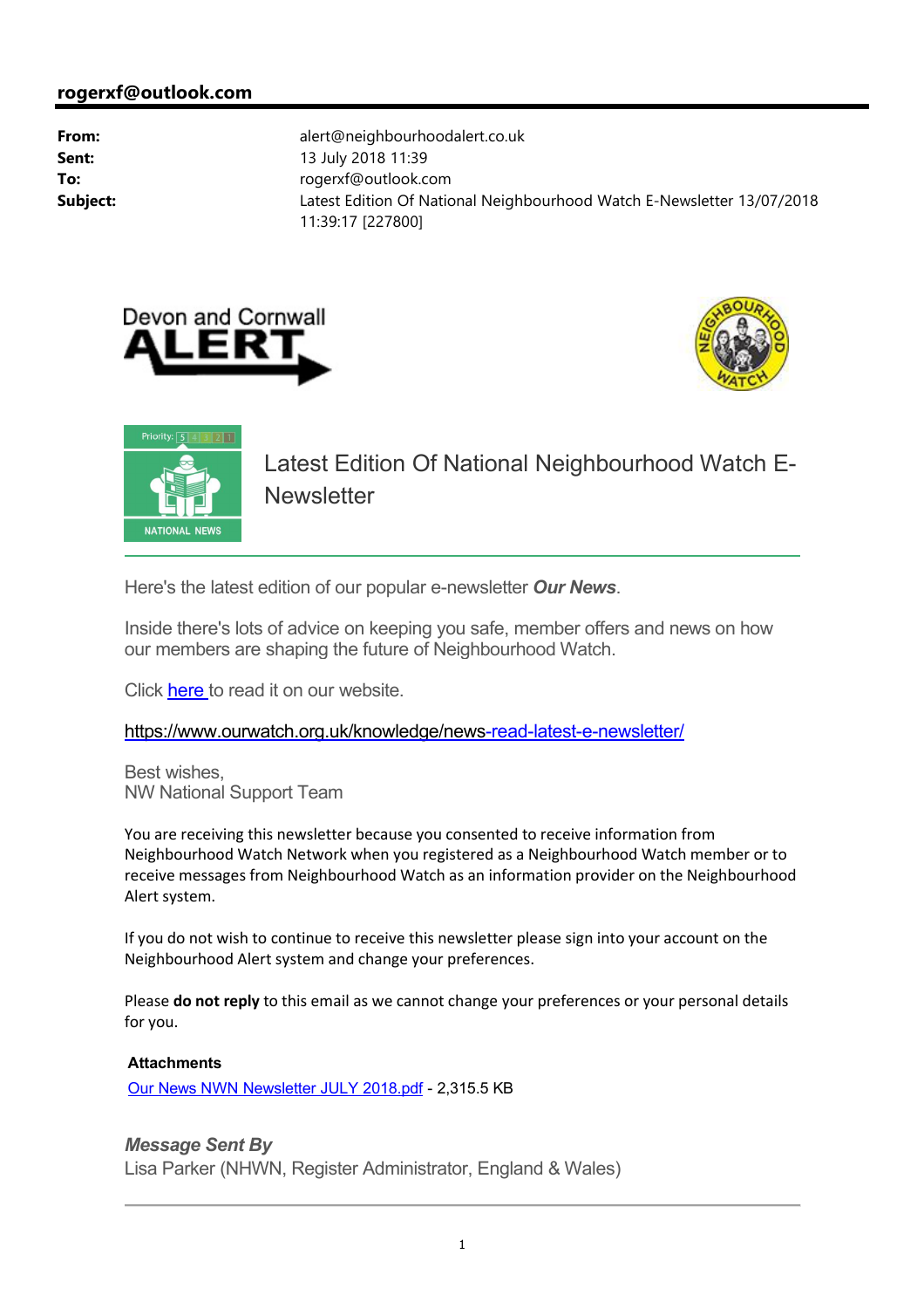**rogerxf@outlook.com**

| | |
|---|---|
| **From:** | alert@neighbourhoodalert.co.uk |
| **Sent:** | 13 July 2018 11:39 |
| **To:** | rogerxf@outlook.com |
| **Subject:** | Latest Edition Of National Neighbourhood Watch E-Newsletter 13/07/2018 11:39:17 [227800] |

Devon and Cornwall ALERT

Priority: 5 4 3 2 1

NATIONAL NEWS

# Latest Edition Of National Neighbourhood Watch E-Newsletter

Here's the latest edition of our popular e-newsletter ***Our News***.

Inside there's lots of advice on keeping you safe, member offers and news on how our members are shaping the future of Neighbourhood Watch.

Click [here](https://www.ourwatch.org.uk/knowledge/news-read-latest-e-newsletter/) to read it on our website.

https://www.ourwatch.org.uk/knowledge/news-read-latest-e-newsletter/

Best wishes,
NW National Support Team

You are receiving this newsletter because you consented to receive information from Neighbourhood Watch Network when you registered as a Neighbourhood Watch member or to receive messages from Neighbourhood Watch as an information provider on the Neighbourhood Alert system.

If you do not wish to continue to receive this newsletter please sign into your account on the Neighbourhood Alert system and change your preferences.

Please **do not reply** to this email as we cannot change your preferences or your personal details for you.

**Attachments**

Our News NWN Newsletter JULY 2018.pdf - 2,315.5 KB

***Message Sent By***
Lisa Parker (NHWN, Register Administrator, England & Wales)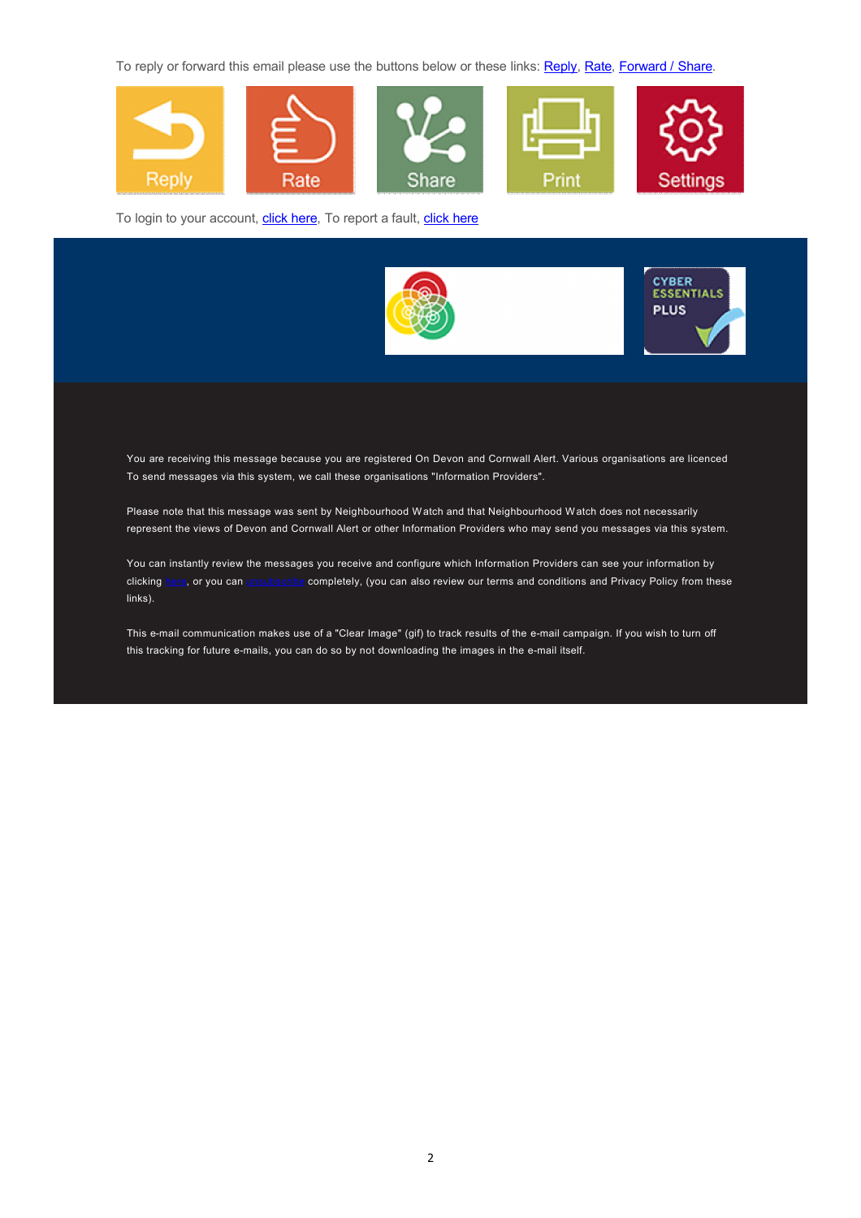To reply or forward this email please use the buttons below or these links: Reply, Rate, Forward / Share.

Reply Rate Share Print Settings

To login to your account, click here, To report a fault, click here

You are receiving this message because you are registered On Devon and Cornwall Alert. Various organisations are licenced To send messages via this system, we call these organisations "Information Providers".

Please note that this message was sent by Neighbourhood Watch and that Neighbourhood Watch does not necessarily represent the views of Devon and Cornwall Alert or other Information Providers who may send you messages via this system.

You can instantly review the messages you receive and configure which Information Providers can see your information by clicking here, or you can unsubscribe completely, (you can also review our terms and conditions and Privacy Policy from these links).

This e-mail communication makes use of a "Clear Image" (gif) to track results of the e-mail campaign. If you wish to turn off this tracking for future e-mails, you can do so by not downloading the images in the e-mail itself.